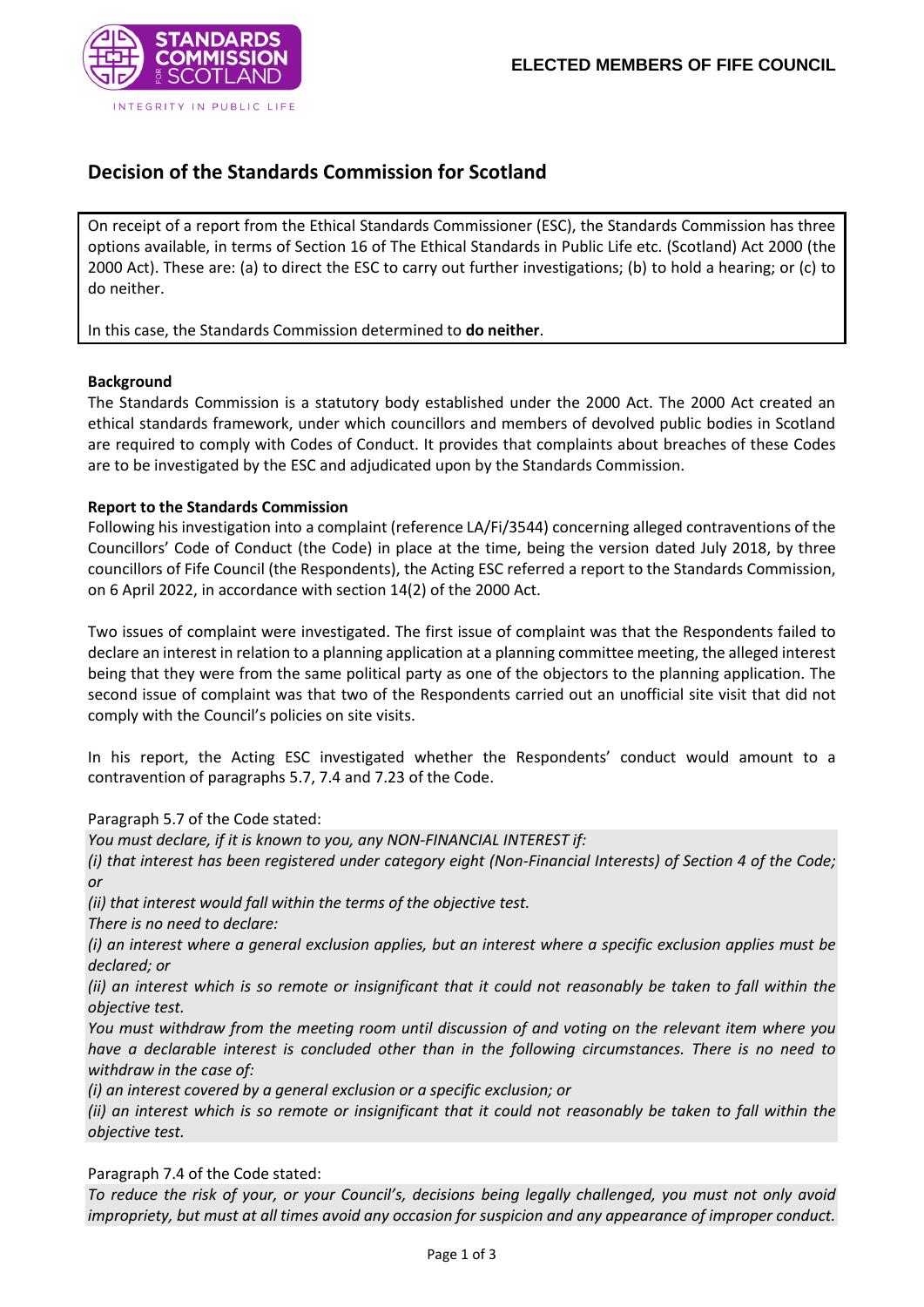**ELECTED MEMBERS OF FIFE COUNCIL**

# Decision of the Standards Commission for Scotland

On receipt of a report from the Ethical Standards Commissioner (ESC), the Standards Commission has three options available, in terms of Section 16 of The Ethical Standards in Public Life etc. (Scotland) Act 2000 (the 2000 Act). These are: (a) to direct the ESC to carry out further investigations; (b) to hold a hearing; or (c) to do neither.

In this case, the Standards Commission determined to **do neither**.

**Background**

The Standards Commission is a statutory body established under the 2000 Act. The 2000 Act created an ethical standards framework, under which councillors and members of devolved public bodies in Scotland are required to comply with Codes of Conduct. It provides that complaints about breaches of these Codes are to be investigated by the ESC and adjudicated upon by the Standards Commission.

**Report to the Standards Commission**

Following his investigation into a complaint (reference LA/Fi/3544) concerning alleged contraventions of the Councillors' Code of Conduct (the Code) in place at the time, being the version dated July 2018, by three councillors of Fife Council (the Respondents), the Acting ESC referred a report to the Standards Commission, on 6 April 2022, in accordance with section 14(2) of the 2000 Act.

Two issues of complaint were investigated. The first issue of complaint was that the Respondents failed to declare an interest in relation to a planning application at a planning committee meeting, the alleged interest being that they were from the same political party as one of the objectors to the planning application. The second issue of complaint was that two of the Respondents carried out an unofficial site visit that did not comply with the Council's policies on site visits.

In his report, the Acting ESC investigated whether the Respondents' conduct would amount to a contravention of paragraphs 5.7, 7.4 and 7.23 of the Code.

Paragraph 5.7 of the Code stated:

*You must declare, if it is known to you, any NON-FINANCIAL INTEREST if:*

*(i) that interest has been registered under category eight (Non-Financial Interests) of Section 4 of the Code; or*

*(ii) that interest would fall within the terms of the objective test.*

*There is no need to declare:*

*(i) an interest where a general exclusion applies, but an interest where a specific exclusion applies must be declared; or*

*(ii) an interest which is so remote or insignificant that it could not reasonably be taken to fall within the objective test.*

*You must withdraw from the meeting room until discussion of and voting on the relevant item where you have a declarable interest is concluded other than in the following circumstances. There is no need to withdraw in the case of:*

*(i) an interest covered by a general exclusion or a specific exclusion; or*

*(ii) an interest which is so remote or insignificant that it could not reasonably be taken to fall within the objective test.*

Paragraph 7.4 of the Code stated:

*To reduce the risk of your, or your Council's, decisions being legally challenged, you must not only avoid impropriety, but must at all times avoid any occasion for suspicion and any appearance of improper conduct.*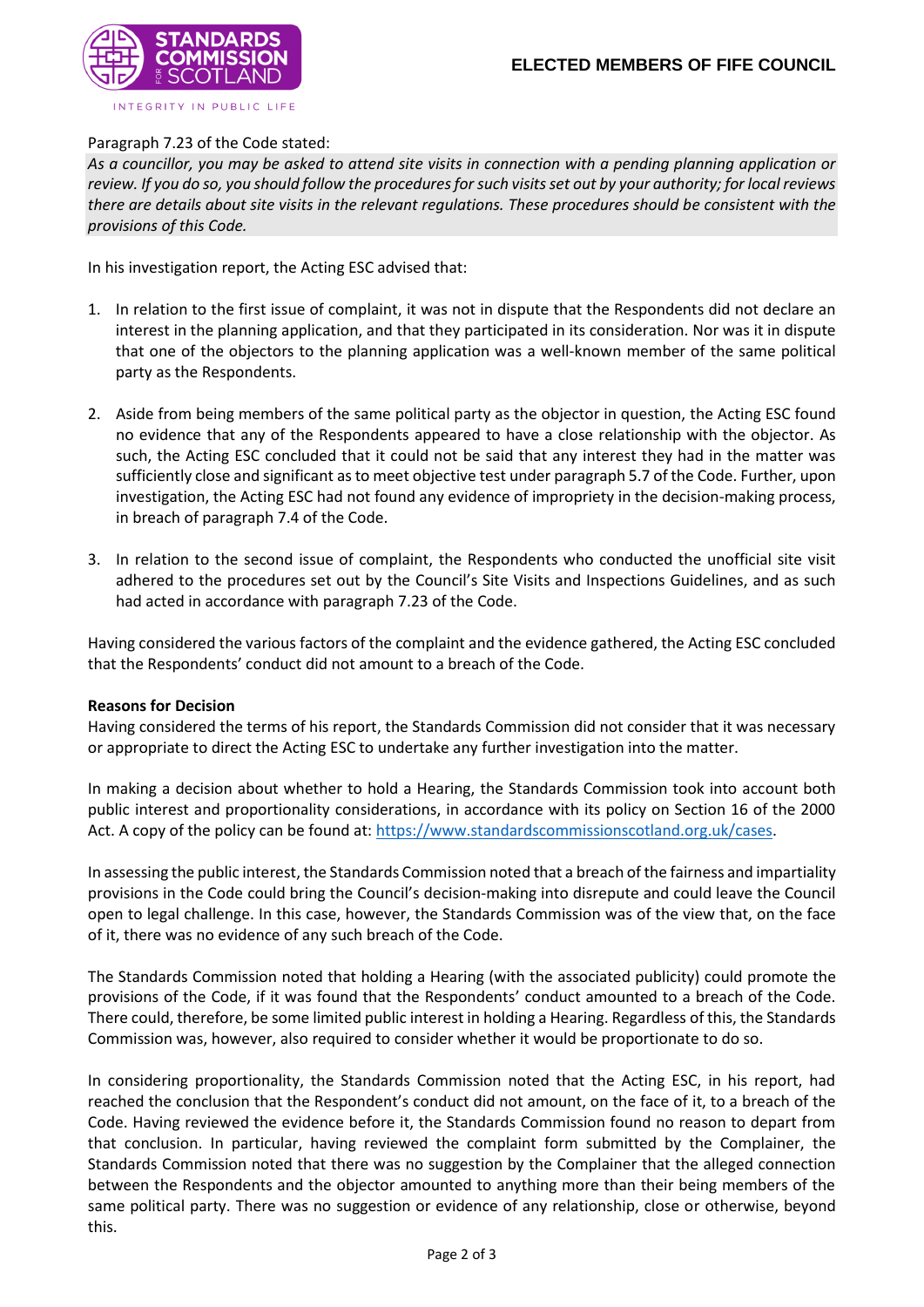Paragraph 7.23 of the Code stated:

*As a councillor, you may be asked to attend site visits in connection with a pending planning application or review. If you do so, you should follow the procedures for such visits set out by your authority; for local reviews there are details about site visits in the relevant regulations. These procedures should be consistent with the provisions of this Code.*

In his investigation report, the Acting ESC advised that:

1. In relation to the first issue of complaint, it was not in dispute that the Respondents did not declare an interest in the planning application, and that they participated in its consideration. Nor was it in dispute that one of the objectors to the planning application was a well-known member of the same political party as the Respondents.
2. Aside from being members of the same political party as the objector in question, the Acting ESC found no evidence that any of the Respondents appeared to have a close relationship with the objector. As such, the Acting ESC concluded that it could not be said that any interest they had in the matter was sufficiently close and significant as to meet objective test under paragraph 5.7 of the Code. Further, upon investigation, the Acting ESC had not found any evidence of impropriety in the decision-making process, in breach of paragraph 7.4 of the Code.
3. In relation to the second issue of complaint, the Respondents who conducted the unofficial site visit adhered to the procedures set out by the Council's Site Visits and Inspections Guidelines, and as such had acted in accordance with paragraph 7.23 of the Code.

Having considered the various factors of the complaint and the evidence gathered, the Acting ESC concluded that the Respondents' conduct did not amount to a breach of the Code.

**Reasons for Decision**

Having considered the terms of his report, the Standards Commission did not consider that it was necessary or appropriate to direct the Acting ESC to undertake any further investigation into the matter.

In making a decision about whether to hold a Hearing, the Standards Commission took into account both public interest and proportionality considerations, in accordance with its policy on Section 16 of the 2000 Act. A copy of the policy can be found at: https://www.standardscommissionscotland.org.uk/cases.

In assessing the public interest, the Standards Commission noted that a breach of the fairness and impartiality provisions in the Code could bring the Council's decision-making into disrepute and could leave the Council open to legal challenge. In this case, however, the Standards Commission was of the view that, on the face of it, there was no evidence of any such breach of the Code.

The Standards Commission noted that holding a Hearing (with the associated publicity) could promote the provisions of the Code, if it was found that the Respondents' conduct amounted to a breach of the Code. There could, therefore, be some limited public interest in holding a Hearing. Regardless of this, the Standards Commission was, however, also required to consider whether it would be proportionate to do so.

In considering proportionality, the Standards Commission noted that the Acting ESC, in his report, had reached the conclusion that the Respondent's conduct did not amount, on the face of it, to a breach of the Code. Having reviewed the evidence before it, the Standards Commission found no reason to depart from that conclusion. In particular, having reviewed the complaint form submitted by the Complainer, the Standards Commission noted that there was no suggestion by the Complainer that the alleged connection between the Respondents and the objector amounted to anything more than their being members of the same political party. There was no suggestion or evidence of any relationship, close or otherwise, beyond this.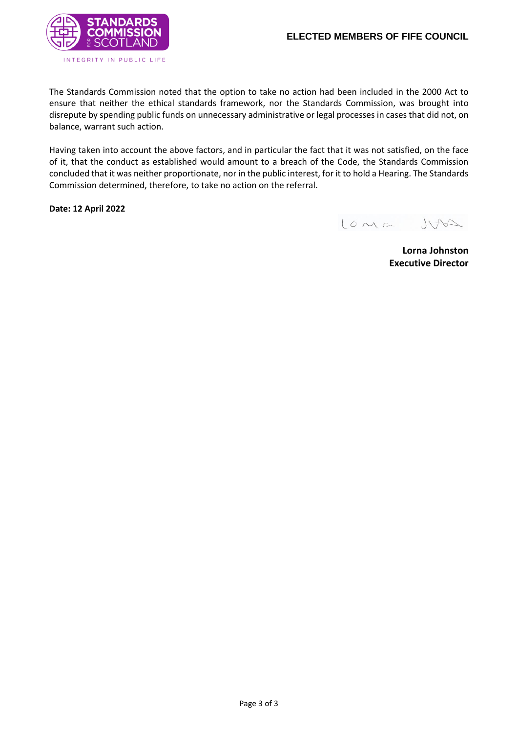The Standards Commission noted that the option to take no action had been included in the 2000 Act to ensure that neither the ethical standards framework, nor the Standards Commission, was brought into disrepute by spending public funds on unnecessary administrative or legal processes in cases that did not, on balance, warrant such action.

Having taken into account the above factors, and in particular the fact that it was not satisfied, on the face of it, that the conduct as established would amount to a breach of the Code, the Standards Commission concluded that it was neither proportionate, nor in the public interest, for it to hold a Hearing. The Standards Commission determined, therefore, to take no action on the referral.

**Date: 12 April 2022**

**Lorna Johnston**
**Executive Director**